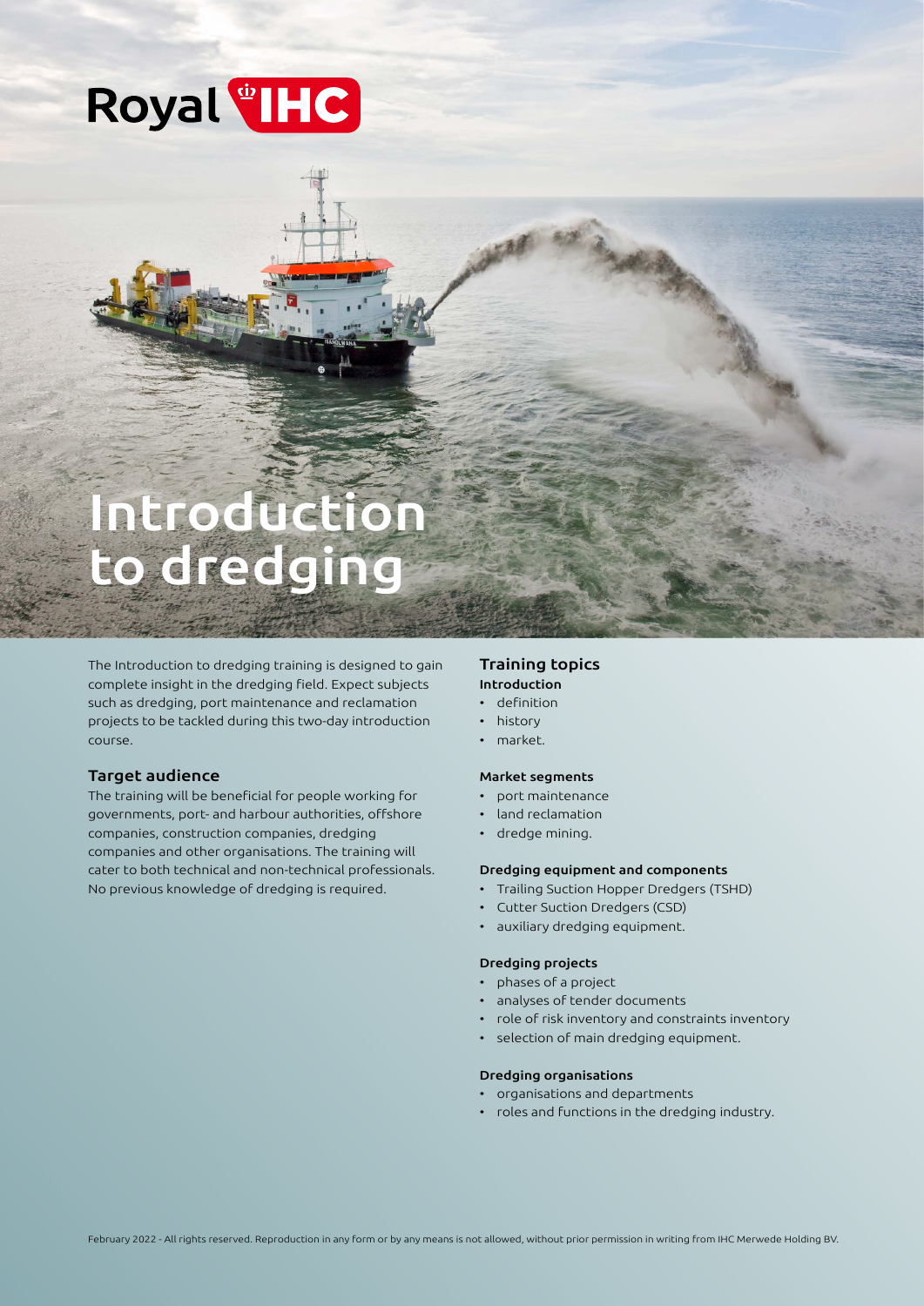Royal IHC

# Introduction to dredging

The Introduction to dredging training is designed to gain complete insight in the dredging field. Expect subjects such as dredging, port maintenance and reclamation projects to be tackled during this two-day introduction course.

## Target audience

The training will be beneficial for people working for governments, port- and harbour authorities, offshore companies, construction companies, dredging companies and other organisations. The training will cater to both technical and non-technical professionals. No previous knowledge of dredging is required.

## Training topics

**Introduction**

- definition
- history
- market.

**Market segments**

- port maintenance
- land reclamation
- dredge mining.

**Dredging equipment and components**

- Trailing Suction Hopper Dredgers (TSHD)
- Cutter Suction Dredgers (CSD)
- auxiliary dredging equipment.

**Dredging projects**

- phases of a project
- analyses of tender documents
- role of risk inventory and constraints inventory
- selection of main dredging equipment.

**Dredging organisations**

- organisations and departments
- roles and functions in the dredging industry.

February 2022 - All rights reserved. Reproduction in any form or by any means is not allowed, without prior permission in writing from IHC Merwede Holding BV.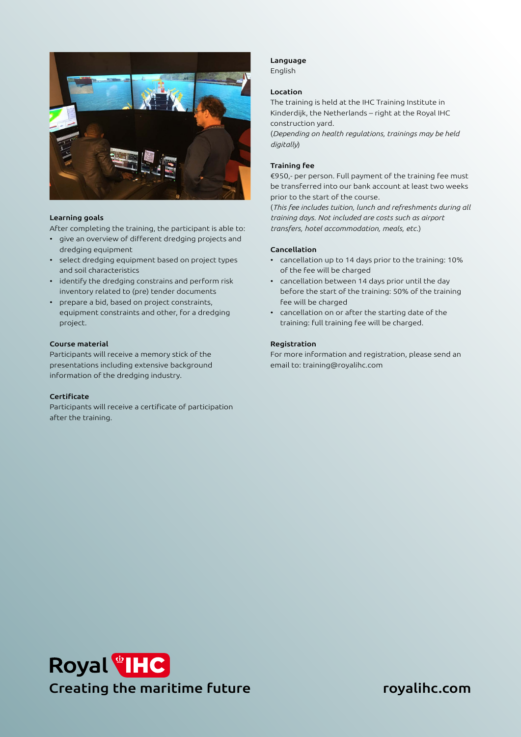### Learning goals

After completing the training, the participant is able to:

- give an overview of different dredging projects and dredging equipment
- select dredging equipment based on project types and soil characteristics
- identify the dredging constrains and perform risk inventory related to (pre) tender documents
- prepare a bid, based on project constraints, equipment constraints and other, for a dredging project.

### Course material

Participants will receive a memory stick of the presentations including extensive background information of the dredging industry.

### Certificate

Participants will receive a certificate of participation after the training.

### Language

English

### Location

The training is held at the IHC Training Institute in Kinderdijk, the Netherlands – right at the Royal IHC construction yard.

(*Depending on health regulations, trainings may be held digitally*)

### Training fee

€950,- per person. Full payment of the training fee must be transferred into our bank account at least two weeks prior to the start of the course.

(*This fee includes tuition, lunch and refreshments during all training days. Not included are costs such as airport transfers, hotel accommodation, meals, etc.*)

### Cancellation

- cancellation up to 14 days prior to the training: 10% of the fee will be charged
- cancellation between 14 days prior until the day before the start of the training: 50% of the training fee will be charged
- cancellation on or after the starting date of the training: full training fee will be charged.

### Registration

For more information and registration, please send an email to: training@royalihc.com

Royal IHC
Creating the maritime future

royalihc.com